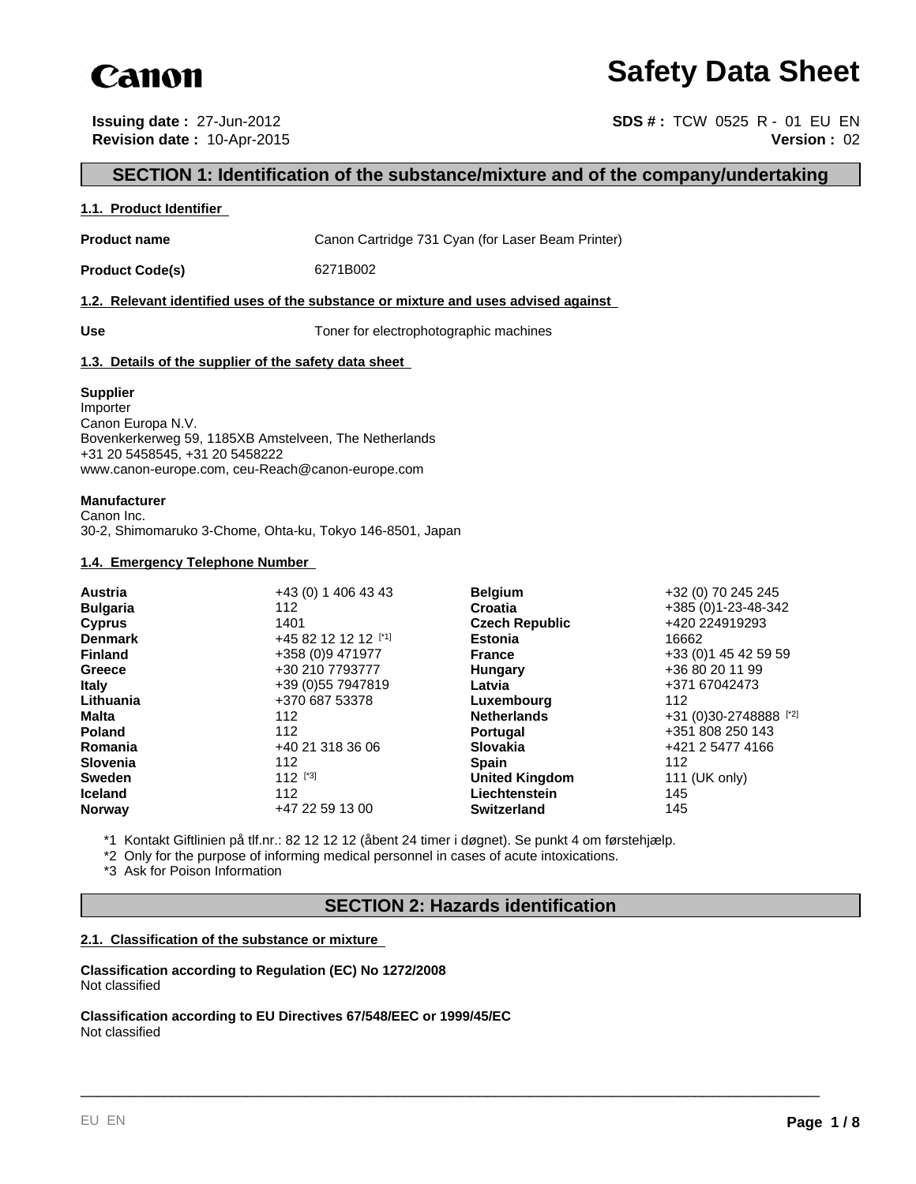**Canon**

# Safety Data Sheet

**Issuing date :** 27-Jun-2012
**Revision date :** 10-Apr-2015

**SDS # :** TCW 0525 R - 01 EU EN
**Version :** 02

## SECTION 1: Identification of the substance/mixture and of the company/undertaking

### 1.1. Product Identifier

**Product name** Canon Cartridge 731 Cyan (for Laser Beam Printer)

**Product Code(s)** 6271B002

### 1.2. Relevant identified uses of the substance or mixture and uses advised against

**Use** Toner for electrophotographic machines

### 1.3. Details of the supplier of the safety data sheet

**Supplier**
Importer
Canon Europa N.V.
Bovenkerkerweg 59, 1185XB Amstelveen, The Netherlands
+31 20 5458545, +31 20 5458222
www.canon-europe.com, ceu-Reach@canon-europe.com

**Manufacturer**
Canon Inc.
30-2, Shimomaruko 3-Chome, Ohta-ku, Tokyo 146-8501, Japan

### 1.4. Emergency Telephone Number

| Country | Number | Country | Number |
|---|---|---|---|
| **Austria** | +43 (0) 1 406 43 43 | **Belgium** | +32 (0) 70 245 245 |
| **Bulgaria** | 112 | **Croatia** | +385 (0)1-23-48-342 |
| **Cyprus** | 1401 | **Czech Republic** | +420 224919293 |
| **Denmark** | +45 82 12 12 12 [*1] | **Estonia** | 16662 |
| **Finland** | +358 (0)9 471977 | **France** | +33 (0)1 45 42 59 59 |
| **Greece** | +30 210 7793777 | **Hungary** | +36 80 20 11 99 |
| **Italy** | +39 (0)55 7947819 | **Latvia** | +371 67042473 |
| **Lithuania** | +370 687 53378 | **Luxembourg** | 112 |
| **Malta** | 112 | **Netherlands** | +31 (0)30-2748888 [*2] |
| **Poland** | 112 | **Portugal** | +351 808 250 143 |
| **Romania** | +40 21 318 36 06 | **Slovakia** | +421 2 5477 4166 |
| **Slovenia** | 112 | **Spain** | 112 |
| **Sweden** | 112 [*3] | **United Kingdom** | 111 (UK only) |
| **Iceland** | 112 | **Liechtenstein** | 145 |
| **Norway** | +47 22 59 13 00 | **Switzerland** | 145 |

*1 Kontakt Giftlinien på tlf.nr.: 82 12 12 12 (åbent 24 timer i døgnet). Se punkt 4 om førstehjælp.
*2 Only for the purpose of informing medical personnel in cases of acute intoxications.
*3 Ask for Poison Information

## SECTION 2: Hazards identification

### 2.1. Classification of the substance or mixture

**Classification according to Regulation (EC) No 1272/2008**
Not classified

**Classification according to EU Directives 67/548/EEC or 1999/45/EC**
Not classified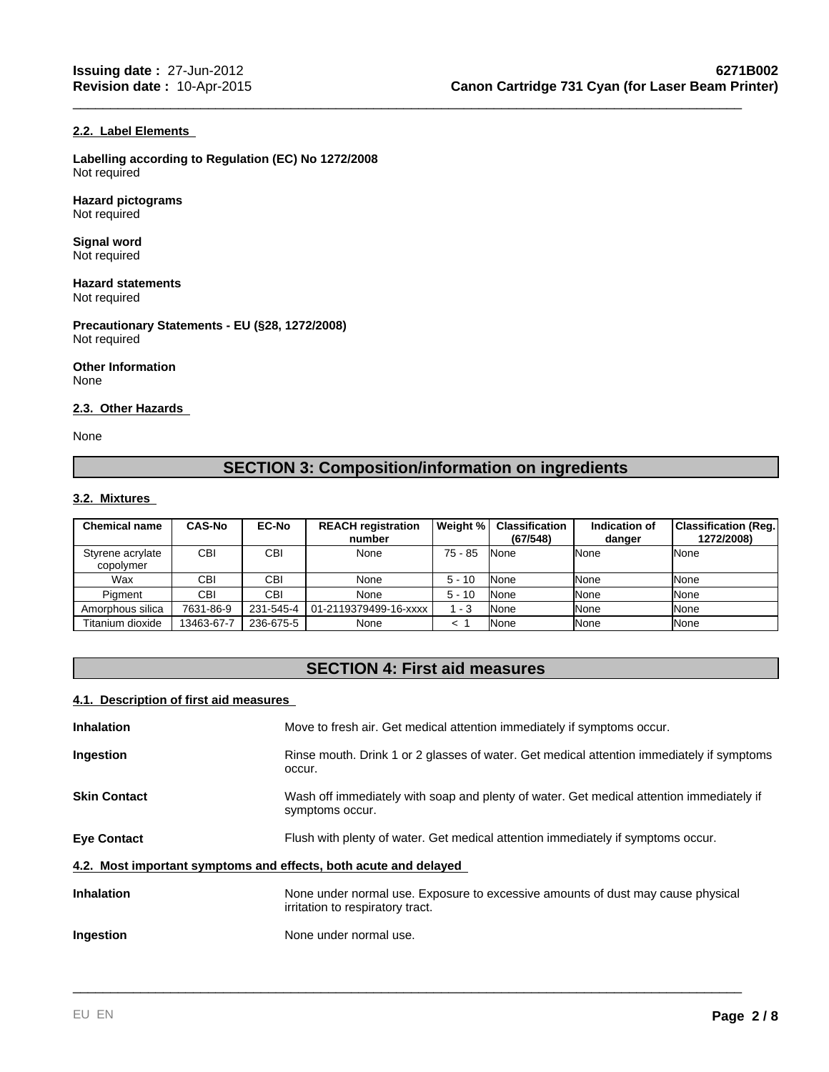### 2.2. Label Elements

**Labelling according to Regulation (EC) No 1272/2008**
Not required

**Hazard pictograms**
Not required

**Signal word**
Not required

**Hazard statements**
Not required

**Precautionary Statements - EU (§28, 1272/2008)**
Not required

**Other Information**
None

### 2.3. Other Hazards

None

## SECTION 3: Composition/information on ingredients

### 3.2. Mixtures

| Chemical name | CAS-No | EC-No | REACH registration number | Weight % | Classification (67/548) | Indication of danger | Classification (Reg. 1272/2008) |
|---|---|---|---|---|---|---|---|
| Styrene acrylate copolymer | CBI | CBI | None | 75 - 85 | None | None | None |
| Wax | CBI | CBI | None | 5 - 10 | None | None | None |
| Pigment | CBI | CBI | None | 5 - 10 | None | None | None |
| Amorphous silica | 7631-86-9 | 231-545-4 | 01-2119379499-16-xxxx | 1 - 3 | None | None | None |
| Titanium dioxide | 13463-67-7 | 236-675-5 | None | < 1 | None | None | None |

## SECTION 4: First aid measures

### 4.1. Description of first aid measures

**Inhalation** Move to fresh air. Get medical attention immediately if symptoms occur.

**Ingestion** Rinse mouth. Drink 1 or 2 glasses of water. Get medical attention immediately if symptoms occur.

**Skin Contact** Wash off immediately with soap and plenty of water. Get medical attention immediately if symptoms occur.

**Eye Contact** Flush with plenty of water. Get medical attention immediately if symptoms occur.

### 4.2. Most important symptoms and effects, both acute and delayed

**Inhalation** None under normal use. Exposure to excessive amounts of dust may cause physical irritation to respiratory tract.

**Ingestion** None under normal use.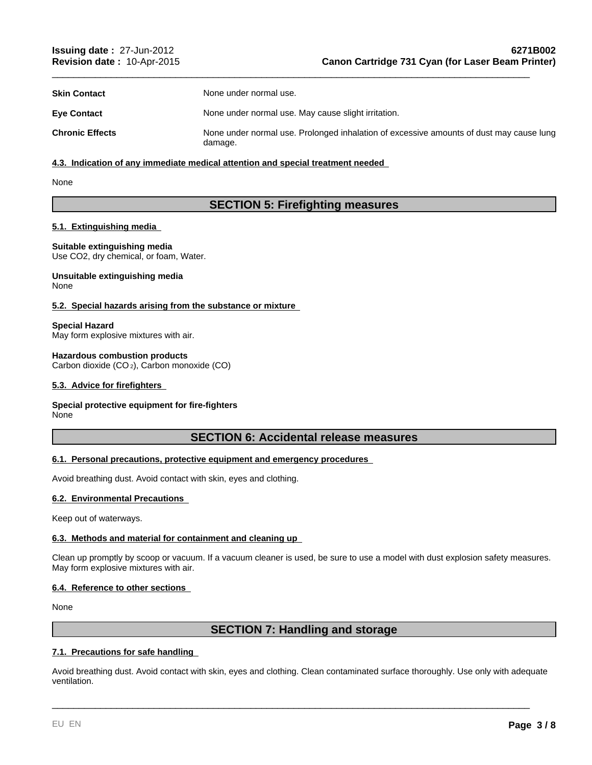**Skin Contact** None under normal use.

**Eye Contact** None under normal use. May cause slight irritation.

**Chronic Effects** None under normal use. Prolonged inhalation of excessive amounts of dust may cause lung damage.

### 4.3. Indication of any immediate medical attention and special treatment needed

None

## SECTION 5: Firefighting measures

### 5.1. Extinguishing media

**Suitable extinguishing media**
Use CO2, dry chemical, or foam, Water.

**Unsuitable extinguishing media**
None

### 5.2. Special hazards arising from the substance or mixture

**Special Hazard**
May form explosive mixtures with air.

**Hazardous combustion products**
Carbon dioxide ($CO_2$), Carbon monoxide (CO)

### 5.3. Advice for firefighters

**Special protective equipment for fire-fighters**
None

## SECTION 6: Accidental release measures

### 6.1. Personal precautions, protective equipment and emergency procedures

Avoid breathing dust. Avoid contact with skin, eyes and clothing.

### 6.2. Environmental Precautions

Keep out of waterways.

### 6.3. Methods and material for containment and cleaning up

Clean up promptly by scoop or vacuum. If a vacuum cleaner is used, be sure to use a model with dust explosion safety measures. May form explosive mixtures with air.

### 6.4. Reference to other sections

None

## SECTION 7: Handling and storage

### 7.1. Precautions for safe handling

Avoid breathing dust. Avoid contact with skin, eyes and clothing. Clean contaminated surface thoroughly. Use only with adequate ventilation.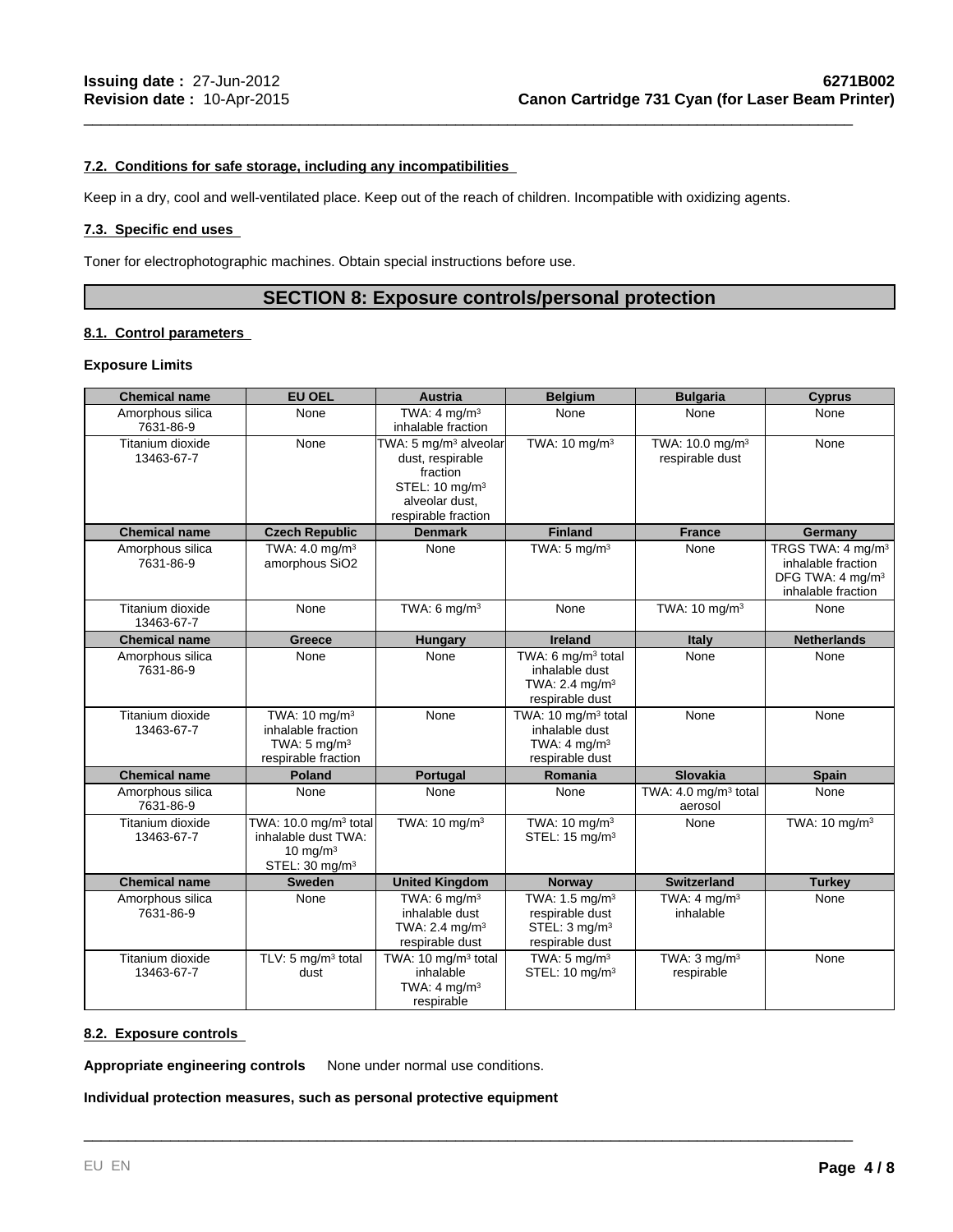### 7.2. Conditions for safe storage, including any incompatibilities

Keep in a dry, cool and well-ventilated place. Keep out of the reach of children. Incompatible with oxidizing agents.

### 7.3. Specific end uses

Toner for electrophotographic machines. Obtain special instructions before use.

## SECTION 8: Exposure controls/personal protection

### 8.1. Control parameters

**Exposure Limits**

| Chemical name | EU OEL | Austria | Belgium | Bulgaria | Cyprus |
|---|---|---|---|---|---|
| Amorphous silica 7631-86-9 | None | TWA: 4 mg/m³ inhalable fraction | None | None | None |
| Titanium dioxide 13463-67-7 | None | TWA: 5 mg/m³ alveolar dust, respirable fraction STEL: 10 mg/m³ alveolar dust, respirable fraction | TWA: 10 mg/m³ | TWA: 10.0 mg/m³ respirable dust | None |
| **Chemical name** | **Czech Republic** | **Denmark** | **Finland** | **France** | **Germany** |
| Amorphous silica 7631-86-9 | TWA: 4.0 mg/m³ amorphous SiO2 | None | TWA: 5 mg/m³ | None | TRGS TWA: 4 mg/m³ inhalable fraction DFG TWA: 4 mg/m³ inhalable fraction |
| Titanium dioxide 13463-67-7 | None | TWA: 6 mg/m³ | None | TWA: 10 mg/m³ | None |
| **Chemical name** | **Greece** | **Hungary** | **Ireland** | **Italy** | **Netherlands** |
| Amorphous silica 7631-86-9 | None | None | TWA: 6 mg/m³ total inhalable dust TWA: 2.4 mg/m³ respirable dust | None | None |
| Titanium dioxide 13463-67-7 | TWA: 10 mg/m³ inhalable fraction TWA: 5 mg/m³ respirable fraction | None | TWA: 10 mg/m³ total inhalable dust TWA: 4 mg/m³ respirable dust | None | None |
| **Chemical name** | **Poland** | **Portugal** | **Romania** | **Slovakia** | **Spain** |
| Amorphous silica 7631-86-9 | None | None | None | TWA: 4.0 mg/m³ total aerosol | None |
| Titanium dioxide 13463-67-7 | TWA: 10.0 mg/m³ total inhalable dust TWA: 10 mg/m³ STEL: 30 mg/m³ | TWA: 10 mg/m³ | TWA: 10 mg/m³ STEL: 15 mg/m³ | None | TWA: 10 mg/m³ |
| **Chemical name** | **Sweden** | **United Kingdom** | **Norway** | **Switzerland** | **Turkey** |
| Amorphous silica 7631-86-9 | None | TWA: 6 mg/m³ inhalable dust TWA: 2.4 mg/m³ respirable dust | TWA: 1.5 mg/m³ respirable dust STEL: 3 mg/m³ respirable dust | TWA: 4 mg/m³ inhalable | None |
| Titanium dioxide 13463-67-7 | TLV: 5 mg/m³ total dust | TWA: 10 mg/m³ total inhalable TWA: 4 mg/m³ respirable | TWA: 5 mg/m³ STEL: 10 mg/m³ | TWA: 3 mg/m³ respirable | None |

### 8.2. Exposure controls

**Appropriate engineering controls** None under normal use conditions.

**Individual protection measures, such as personal protective equipment**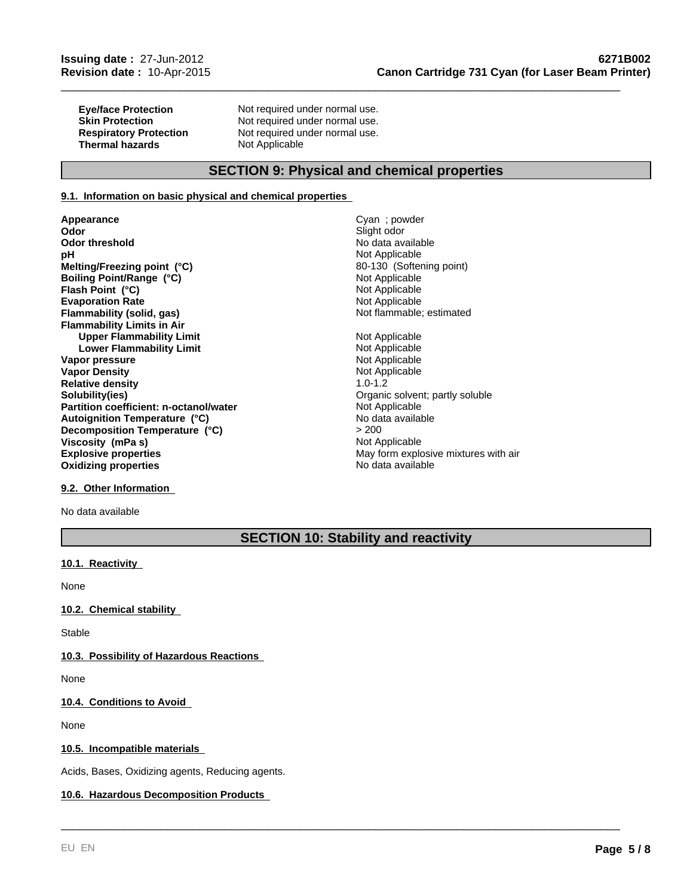| | |
|---|---|
| **Eye/face Protection** | Not required under normal use. |
| **Skin Protection** | Not required under normal use. |
| **Respiratory Protection** | Not required under normal use. |
| **Thermal hazards** | Not Applicable |

## SECTION 9: Physical and chemical properties

### 9.1. Information on basic physical and chemical properties

| | |
|---|---|
| **Appearance** | Cyan ; powder |
| **Odor** | Slight odor |
| **Odor threshold** | No data available |
| **pH** | Not Applicable |
| **Melting/Freezing point (°C)** | 80-130 (Softening point) |
| **Boiling Point/Range (°C)** | Not Applicable |
| **Flash Point (°C)** | Not Applicable |
| **Evaporation Rate** | Not Applicable |
| **Flammability (solid, gas)** | Not flammable; estimated |
| **Flammability Limits in Air** | |
| **Upper Flammability Limit** | Not Applicable |
| **Lower Flammability Limit** | Not Applicable |
| **Vapor pressure** | Not Applicable |
| **Vapor Density** | Not Applicable |
| **Relative density** | 1.0-1.2 |
| **Solubility(ies)** | Organic solvent; partly soluble |
| **Partition coefficient: n-octanol/water** | Not Applicable |
| **Autoignition Temperature (°C)** | No data available |
| **Decomposition Temperature (°C)** | > 200 |
| **Viscosity (mPa s)** | Not Applicable |
| **Explosive properties** | May form explosive mixtures with air |
| **Oxidizing properties** | No data available |

### 9.2. Other Information

No data available

## SECTION 10: Stability and reactivity

### 10.1. Reactivity

None

### 10.2. Chemical stability

Stable

### 10.3. Possibility of Hazardous Reactions

None

### 10.4. Conditions to Avoid

None

### 10.5. Incompatible materials

Acids, Bases, Oxidizing agents, Reducing agents.

### 10.6. Hazardous Decomposition Products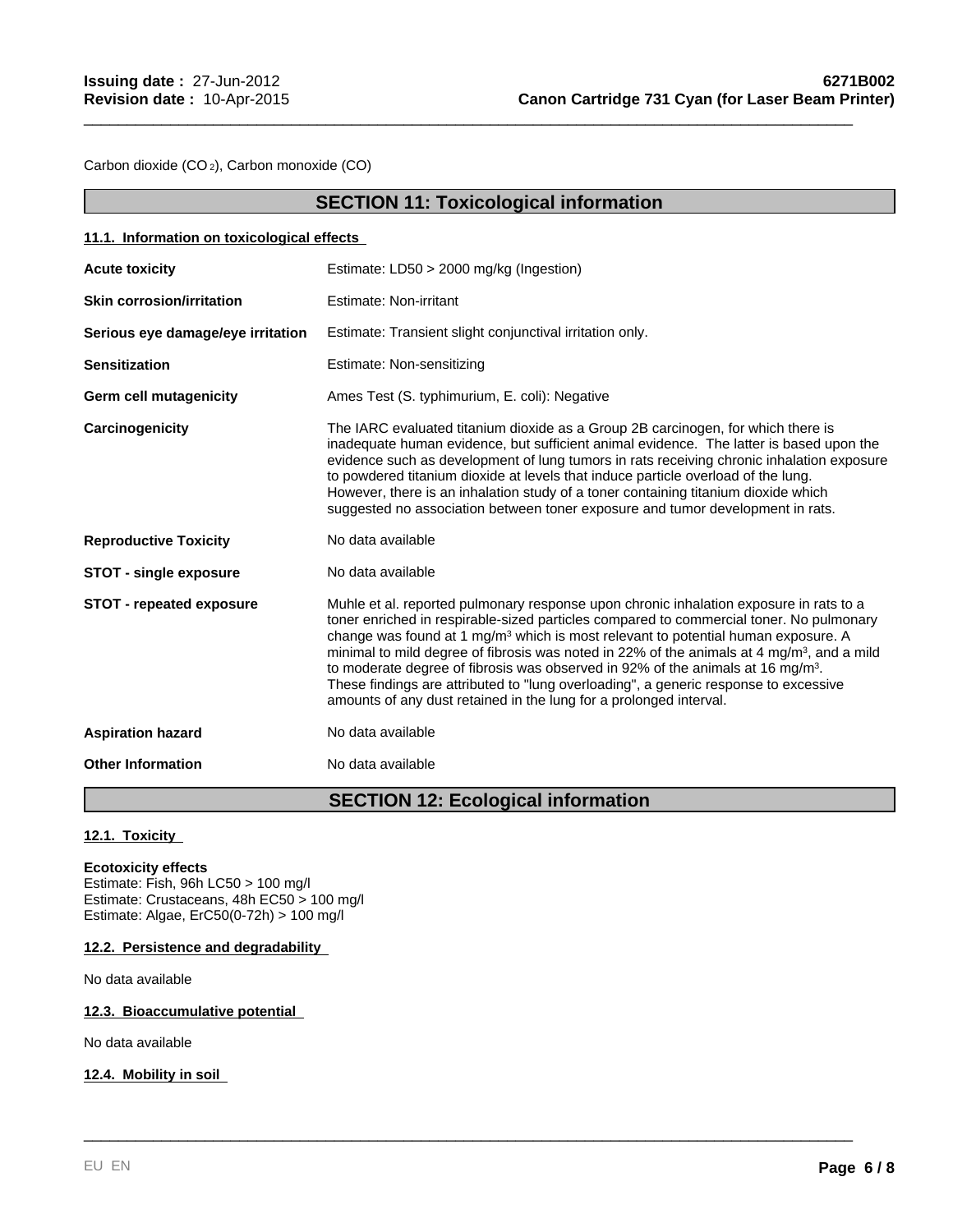Carbon dioxide ($CO_2$), Carbon monoxide (CO)

## SECTION 11: Toxicological information

### 11.1. Information on toxicological effects

| | |
|---|---|
| **Acute toxicity** | Estimate: LD50 > 2000 mg/kg (Ingestion) |
| **Skin corrosion/irritation** | Estimate: Non-irritant |
| **Serious eye damage/eye irritation** | Estimate: Transient slight conjunctival irritation only. |
| **Sensitization** | Estimate: Non-sensitizing |
| **Germ cell mutagenicity** | Ames Test (S. typhimurium, E. coli): Negative |
| **Carcinogenicity** | The IARC evaluated titanium dioxide as a Group 2B carcinogen, for which there is inadequate human evidence, but sufficient animal evidence. The latter is based upon the evidence such as development of lung tumors in rats receiving chronic inhalation exposure to powdered titanium dioxide at levels that induce particle overload of the lung. However, there is an inhalation study of a toner containing titanium dioxide which suggested no association between toner exposure and tumor development in rats. |
| **Reproductive Toxicity** | No data available |
| **STOT - single exposure** | No data available |
| **STOT - repeated exposure** | Muhle et al. reported pulmonary response upon chronic inhalation exposure in rats to a toner enriched in respirable-sized particles compared to commercial toner. No pulmonary change was found at 1 mg/m³ which is most relevant to potential human exposure. A minimal to mild degree of fibrosis was noted in 22% of the animals at 4 mg/m³, and a mild to moderate degree of fibrosis was observed in 92% of the animals at 16 mg/m³. These findings are attributed to "lung overloading", a generic response to excessive amounts of any dust retained in the lung for a prolonged interval. |
| **Aspiration hazard** | No data available |
| **Other Information** | No data available |

## SECTION 12: Ecological information

### 12.1. Toxicity

**Ecotoxicity effects**
Estimate: Fish, 96h LC50 > 100 mg/l
Estimate: Crustaceans, 48h EC50 > 100 mg/l
Estimate: Algae, ErC50(0-72h) > 100 mg/l

### 12.2. Persistence and degradability

No data available

### 12.3. Bioaccumulative potential

No data available

### 12.4. Mobility in soil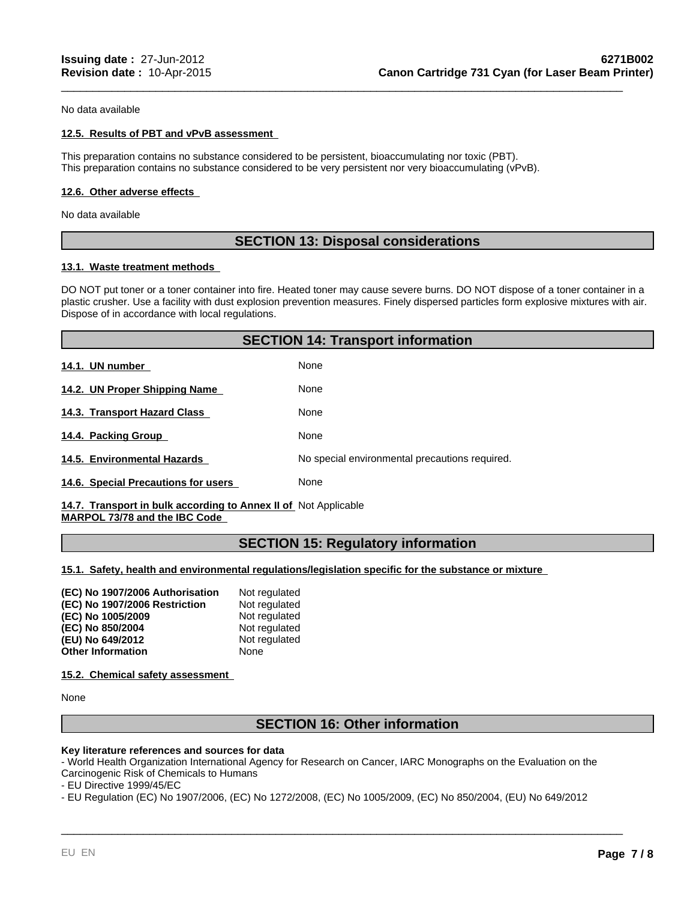No data available

**12.5. Results of PBT and vPvB assessment**

This preparation contains no substance considered to be persistent, bioaccumulating nor toxic (PBT).
This preparation contains no substance considered to be very persistent nor very bioaccumulating (vPvB).

**12.6. Other adverse effects**

No data available

## SECTION 13: Disposal considerations

**13.1. Waste treatment methods**

DO NOT put toner or a toner container into fire. Heated toner may cause severe burns. DO NOT dispose of a toner container in a plastic crusher. Use a facility with dust explosion prevention measures. Finely dispersed particles form explosive mixtures with air. Dispose of in accordance with local regulations.

## SECTION 14: Transport information

| | |
|---|---|
| **14.1. UN number** | None |
| **14.2. UN Proper Shipping Name** | None |
| **14.3. Transport Hazard Class** | None |
| **14.4. Packing Group** | None |
| **14.5. Environmental Hazards** | No special environmental precautions required. |
| **14.6. Special Precautions for users** | None |
| **14.7. Transport in bulk according to Annex II of MARPOL 73/78 and the IBC Code** | Not Applicable |

## SECTION 15: Regulatory information

**15.1. Safety, health and environmental regulations/legislation specific for the substance or mixture**

| | |
|---|---|
| **(EC) No 1907/2006 Authorisation** | Not regulated |
| **(EC) No 1907/2006 Restriction** | Not regulated |
| **(EC) No 1005/2009** | Not regulated |
| **(EC) No 850/2004** | Not regulated |
| **(EU) No 649/2012** | Not regulated |
| **Other Information** | None |

**15.2. Chemical safety assessment**

None

## SECTION 16: Other information

**Key literature references and sources for data**

- World Health Organization International Agency for Research on Cancer, IARC Monographs on the Evaluation on the Carcinogenic Risk of Chemicals to Humans
- EU Directive 1999/45/EC
- EU Regulation (EC) No 1907/2006, (EC) No 1272/2008, (EC) No 1005/2009, (EC) No 850/2004, (EU) No 649/2012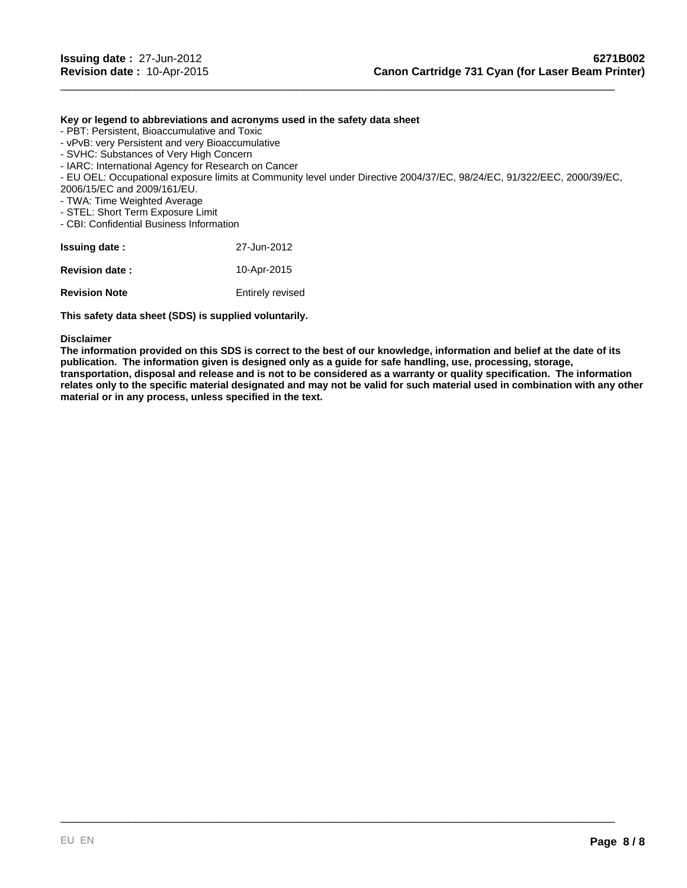**Key or legend to abbreviations and acronyms used in the safety data sheet**

- PBT: Persistent, Bioaccumulative and Toxic
- vPvB: very Persistent and very Bioaccumulative
- SVHC: Substances of Very High Concern
- IARC: International Agency for Research on Cancer
- EU OEL: Occupational exposure limits at Community level under Directive 2004/37/EC, 98/24/EC, 91/322/EEC, 2000/39/EC, 2006/15/EC and 2009/161/EU.
- TWA: Time Weighted Average
- STEL: Short Term Exposure Limit
- CBI: Confidential Business Information

| | |
|---|---|
| **Issuing date :** | 27-Jun-2012 |
| **Revision date :** | 10-Apr-2015 |
| **Revision Note** | Entirely revised |

**This safety data sheet (SDS) is supplied voluntarily.**

**Disclaimer**

**The information provided on this SDS is correct to the best of our knowledge, information and belief at the date of its publication. The information given is designed only as a guide for safe handling, use, processing, storage, transportation, disposal and release and is not to be considered as a warranty or quality specification. The information relates only to the specific material designated and may not be valid for such material used in combination with any other material or in any process, unless specified in the text.**